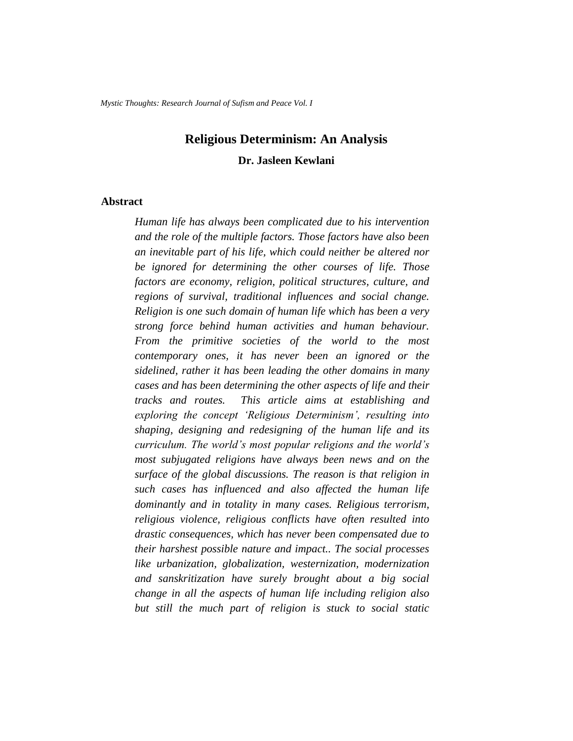# Religious Determinism: An Analysis

**Dr. Jasleen Kewlani**

## Abstract

*Human life has always been complicated due to his intervention and the role of the multiple factors. Those factors have also been an inevitable part of his life, which could neither be altered nor be ignored for determining the other courses of life. Those factors are economy, religion, political structures, culture, and regions of survival, traditional influences and social change. Religion is one such domain of human life which has been a very strong force behind human activities and human behaviour. From the primitive societies of the world to the most contemporary ones, it has never been an ignored or the sidelined, rather it has been leading the other domains in many cases and has been determining the other aspects of life and their tracks and routes. This article aims at establishing and exploring the concept 'Religious Determinism', resulting into shaping, designing and redesigning of the human life and its curriculum. The world's most popular religions and the world's most subjugated religions have always been news and on the surface of the global discussions. The reason is that religion in such cases has influenced and also affected the human life dominantly and in totality in many cases. Religious terrorism, religious violence, religious conflicts have often resulted into drastic consequences, which has never been compensated due to their harshest possible nature and impact.. The social processes like urbanization, globalization, westernization, modernization and sanskritization have surely brought about a big social change in all the aspects of human life including religion also but still the much part of religion is stuck to social static*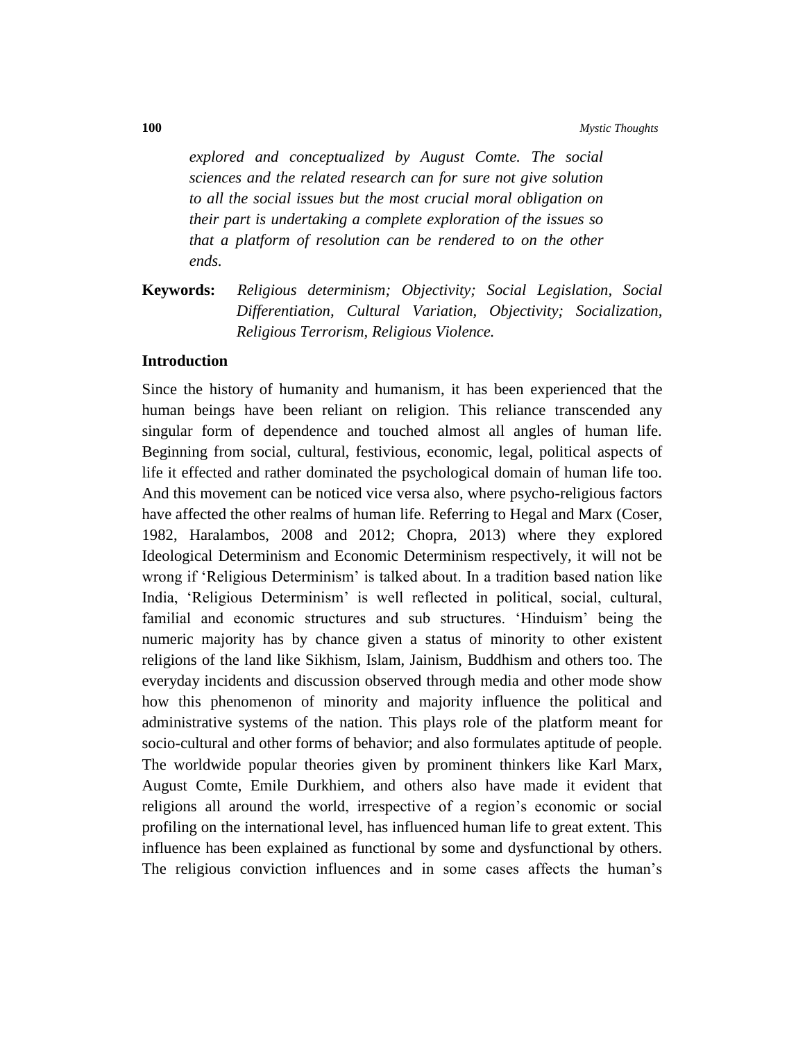*explored and conceptualized by August Comte. The social sciences and the related research can for sure not give solution to all the social issues but the most crucial moral obligation on their part is undertaking a complete exploration of the issues so that a platform of resolution can be rendered to on the other ends.*

**Keywords:** *Religious determinism; Objectivity; Social Legislation, Social Differentiation, Cultural Variation, Objectivity; Socialization, Religious Terrorism, Religious Violence.*

## Introduction

Since the history of humanity and humanism, it has been experienced that the human beings have been reliant on religion. This reliance transcended any singular form of dependence and touched almost all angles of human life. Beginning from social, cultural, festivious, economic, legal, political aspects of life it effected and rather dominated the psychological domain of human life too. And this movement can be noticed vice versa also, where psycho-religious factors have affected the other realms of human life. Referring to Hegal and Marx (Coser, 1982, Haralambos, 2008 and 2012; Chopra, 2013) where they explored Ideological Determinism and Economic Determinism respectively, it will not be wrong if 'Religious Determinism' is talked about. In a tradition based nation like India, 'Religious Determinism' is well reflected in political, social, cultural, familial and economic structures and sub structures. 'Hinduism' being the numeric majority has by chance given a status of minority to other existent religions of the land like Sikhism, Islam, Jainism, Buddhism and others too. The everyday incidents and discussion observed through media and other mode show how this phenomenon of minority and majority influence the political and administrative systems of the nation. This plays role of the platform meant for socio-cultural and other forms of behavior; and also formulates aptitude of people. The worldwide popular theories given by prominent thinkers like Karl Marx, August Comte, Emile Durkhiem, and others also have made it evident that religions all around the world, irrespective of a region's economic or social profiling on the international level, has influenced human life to great extent. This influence has been explained as functional by some and dysfunctional by others. The religious conviction influences and in some cases affects the human's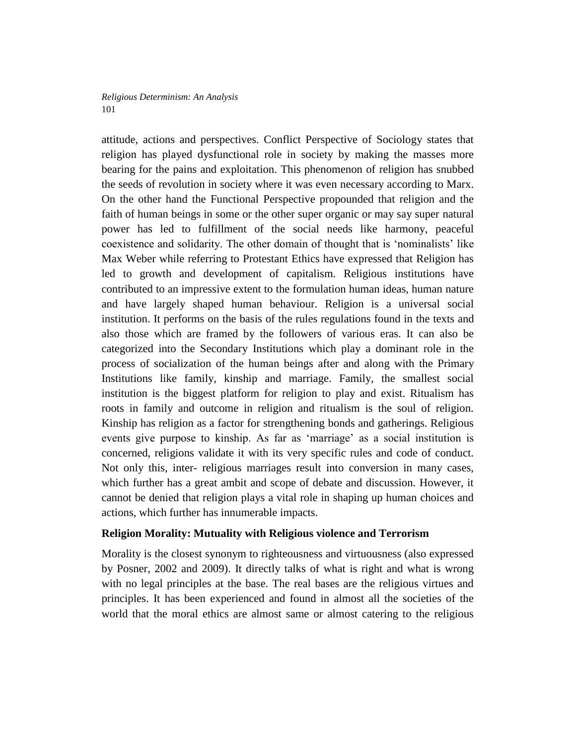attitude, actions and perspectives. Conflict Perspective of Sociology states that religion has played dysfunctional role in society by making the masses more bearing for the pains and exploitation. This phenomenon of religion has snubbed the seeds of revolution in society where it was even necessary according to Marx. On the other hand the Functional Perspective propounded that religion and the faith of human beings in some or the other super organic or may say super natural power has led to fulfillment of the social needs like harmony, peaceful coexistence and solidarity. The other domain of thought that is 'nominalists' like Max Weber while referring to Protestant Ethics have expressed that Religion has led to growth and development of capitalism. Religious institutions have contributed to an impressive extent to the formulation human ideas, human nature and have largely shaped human behaviour. Religion is a universal social institution. It performs on the basis of the rules regulations found in the texts and also those which are framed by the followers of various eras. It can also be categorized into the Secondary Institutions which play a dominant role in the process of socialization of the human beings after and along with the Primary Institutions like family, kinship and marriage. Family, the smallest social institution is the biggest platform for religion to play and exist. Ritualism has roots in family and outcome in religion and ritualism is the soul of religion. Kinship has religion as a factor for strengthening bonds and gatherings. Religious events give purpose to kinship. As far as 'marriage' as a social institution is concerned, religions validate it with its very specific rules and code of conduct. Not only this, inter- religious marriages result into conversion in many cases, which further has a great ambit and scope of debate and discussion. However, it cannot be denied that religion plays a vital role in shaping up human choices and actions, which further has innumerable impacts.

**Religion Morality: Mutuality with Religious violence and Terrorism**

Morality is the closest synonym to righteousness and virtuousness (also expressed by Posner, 2002 and 2009). It directly talks of what is right and what is wrong with no legal principles at the base. The real bases are the religious virtues and principles. It has been experienced and found in almost all the societies of the world that the moral ethics are almost same or almost catering to the religious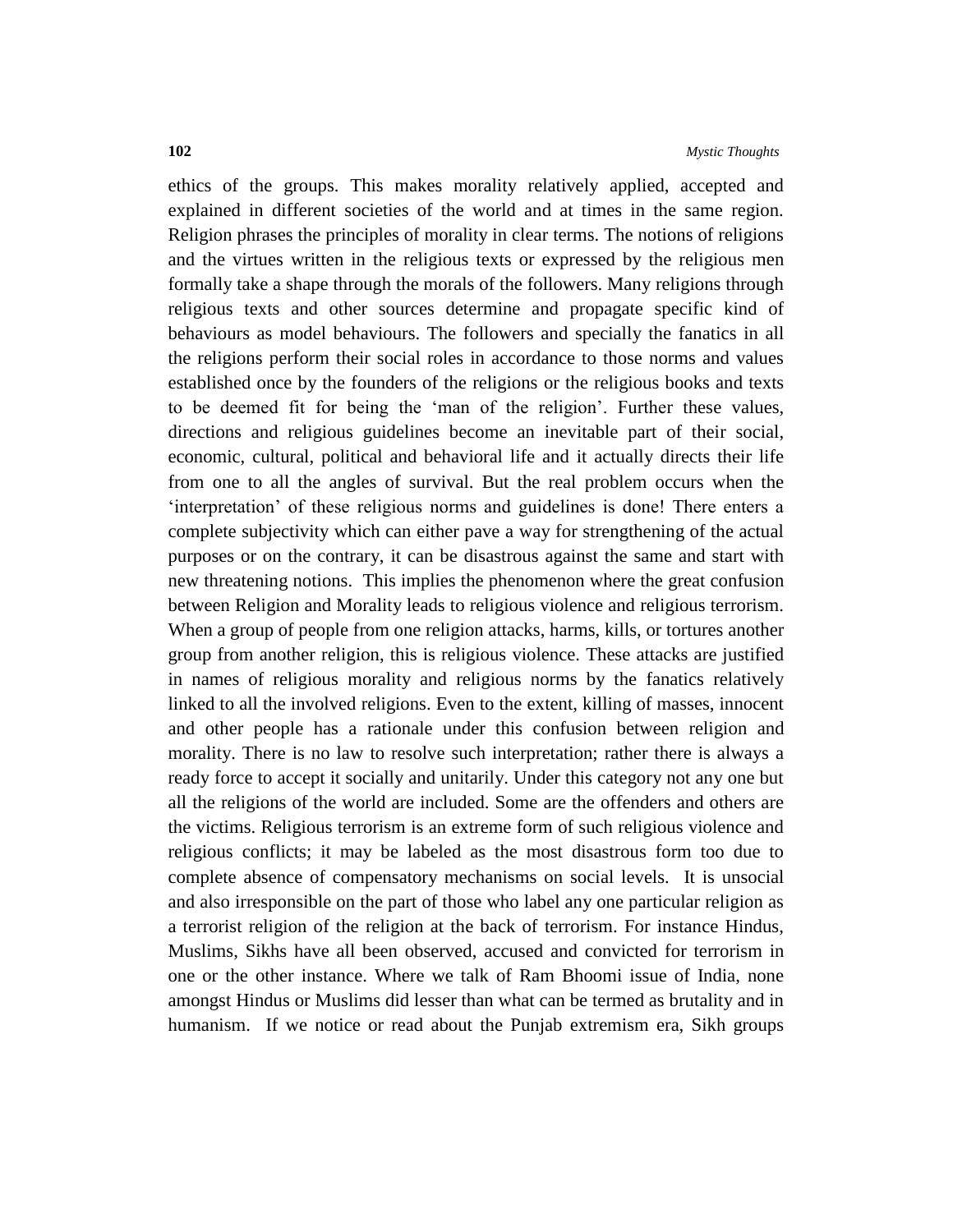ethics of the groups. This makes morality relatively applied, accepted and explained in different societies of the world and at times in the same region. Religion phrases the principles of morality in clear terms. The notions of religions and the virtues written in the religious texts or expressed by the religious men formally take a shape through the morals of the followers. Many religions through religious texts and other sources determine and propagate specific kind of behaviours as model behaviours. The followers and specially the fanatics in all the religions perform their social roles in accordance to those norms and values established once by the founders of the religions or the religious books and texts to be deemed fit for being the 'man of the religion'. Further these values, directions and religious guidelines become an inevitable part of their social, economic, cultural, political and behavioral life and it actually directs their life from one to all the angles of survival. But the real problem occurs when the 'interpretation' of these religious norms and guidelines is done! There enters a complete subjectivity which can either pave a way for strengthening of the actual purposes or on the contrary, it can be disastrous against the same and start with new threatening notions. This implies the phenomenon where the great confusion between Religion and Morality leads to religious violence and religious terrorism. When a group of people from one religion attacks, harms, kills, or tortures another group from another religion, this is religious violence. These attacks are justified in names of religious morality and religious norms by the fanatics relatively linked to all the involved religions. Even to the extent, killing of masses, innocent and other people has a rationale under this confusion between religion and morality. There is no law to resolve such interpretation; rather there is always a ready force to accept it socially and unitarily. Under this category not any one but all the religions of the world are included. Some are the offenders and others are the victims. Religious terrorism is an extreme form of such religious violence and religious conflicts; it may be labeled as the most disastrous form too due to complete absence of compensatory mechanisms on social levels. It is unsocial and also irresponsible on the part of those who label any one particular religion as a terrorist religion of the religion at the back of terrorism. For instance Hindus, Muslims, Sikhs have all been observed, accused and convicted for terrorism in one or the other instance. Where we talk of Ram Bhoomi issue of India, none amongst Hindus or Muslims did lesser than what can be termed as brutality and in humanism. If we notice or read about the Punjab extremism era, Sikh groups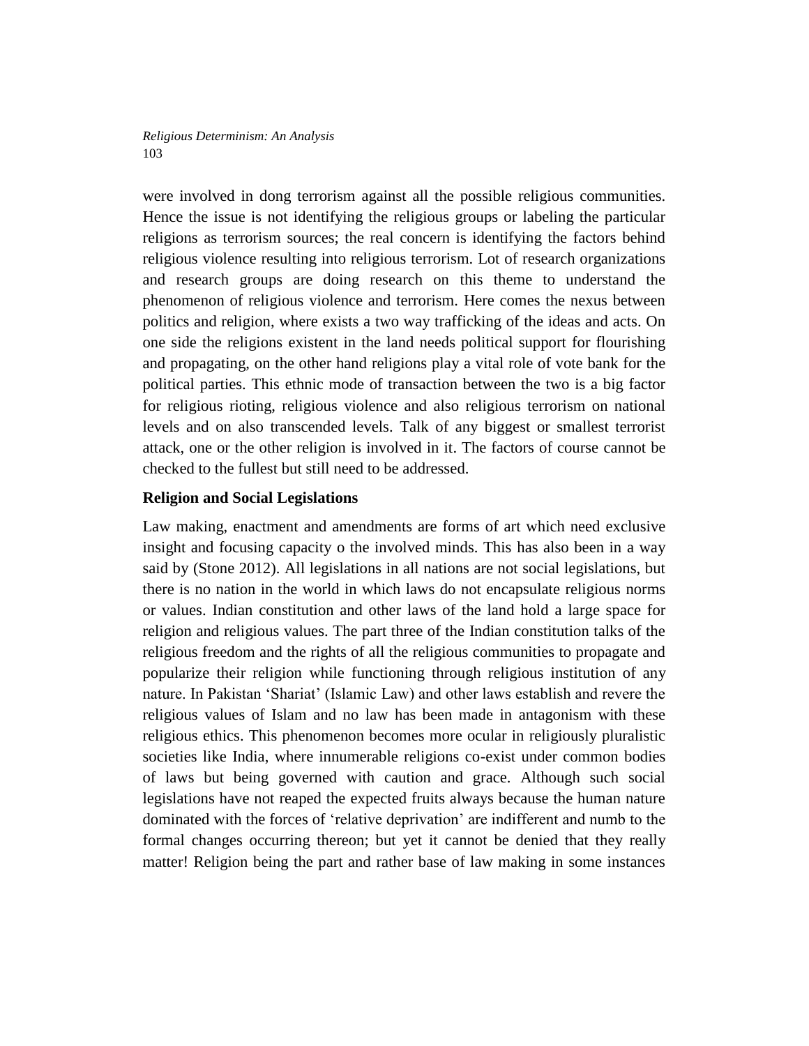were involved in dong terrorism against all the possible religious communities. Hence the issue is not identifying the religious groups or labeling the particular religions as terrorism sources; the real concern is identifying the factors behind religious violence resulting into religious terrorism. Lot of research organizations and research groups are doing research on this theme to understand the phenomenon of religious violence and terrorism. Here comes the nexus between politics and religion, where exists a two way trafficking of the ideas and acts. On one side the religions existent in the land needs political support for flourishing and propagating, on the other hand religions play a vital role of vote bank for the political parties. This ethnic mode of transaction between the two is a big factor for religious rioting, religious violence and also religious terrorism on national levels and on also transcended levels. Talk of any biggest or smallest terrorist attack, one or the other religion is involved in it. The factors of course cannot be checked to the fullest but still need to be addressed.

### Religion and Social Legislations

Law making, enactment and amendments are forms of art which need exclusive insight and focusing capacity o the involved minds. This has also been in a way said by (Stone 2012). All legislations in all nations are not social legislations, but there is no nation in the world in which laws do not encapsulate religious norms or values. Indian constitution and other laws of the land hold a large space for religion and religious values. The part three of the Indian constitution talks of the religious freedom and the rights of all the religious communities to propagate and popularize their religion while functioning through religious institution of any nature. In Pakistan 'Shariat' (Islamic Law) and other laws establish and revere the religious values of Islam and no law has been made in antagonism with these religious ethics. This phenomenon becomes more ocular in religiously pluralistic societies like India, where innumerable religions co-exist under common bodies of laws but being governed with caution and grace. Although such social legislations have not reaped the expected fruits always because the human nature dominated with the forces of 'relative deprivation' are indifferent and numb to the formal changes occurring thereon; but yet it cannot be denied that they really matter! Religion being the part and rather base of law making in some instances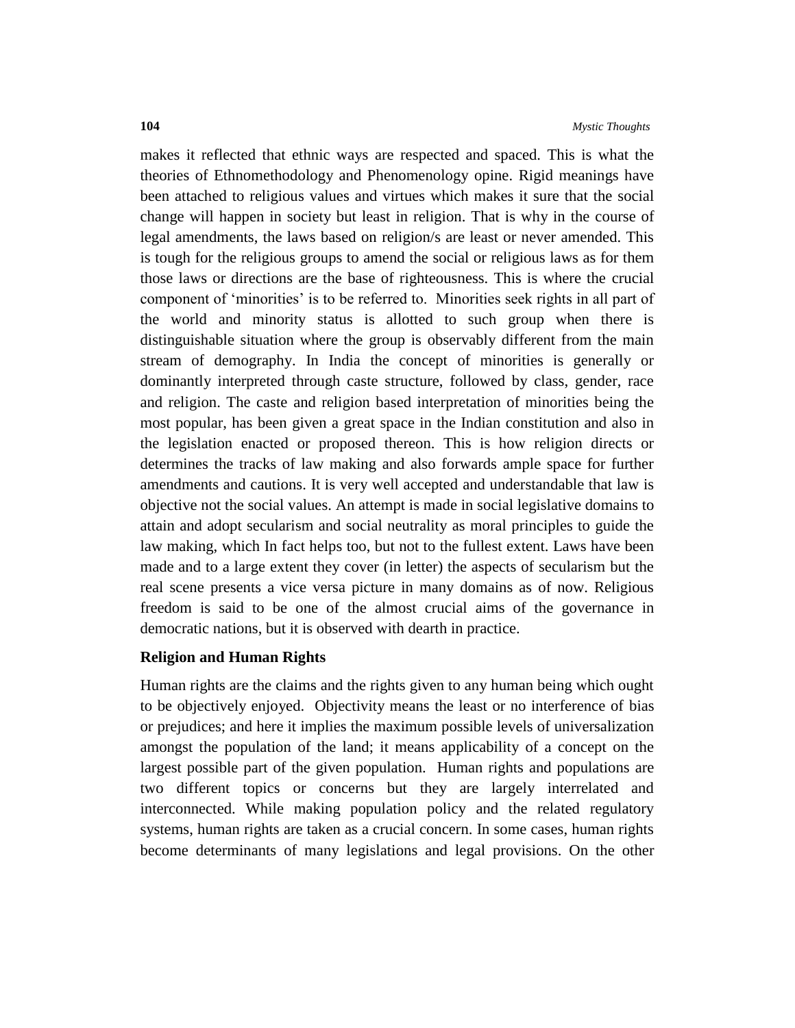makes it reflected that ethnic ways are respected and spaced. This is what the theories of Ethnomethodology and Phenomenology opine. Rigid meanings have been attached to religious values and virtues which makes it sure that the social change will happen in society but least in religion. That is why in the course of legal amendments, the laws based on religion/s are least or never amended. This is tough for the religious groups to amend the social or religious laws as for them those laws or directions are the base of righteousness. This is where the crucial component of 'minorities' is to be referred to. Minorities seek rights in all part of the world and minority status is allotted to such group when there is distinguishable situation where the group is observably different from the main stream of demography. In India the concept of minorities is generally or dominantly interpreted through caste structure, followed by class, gender, race and religion. The caste and religion based interpretation of minorities being the most popular, has been given a great space in the Indian constitution and also in the legislation enacted or proposed thereon. This is how religion directs or determines the tracks of law making and also forwards ample space for further amendments and cautions. It is very well accepted and understandable that law is objective not the social values. An attempt is made in social legislative domains to attain and adopt secularism and social neutrality as moral principles to guide the law making, which In fact helps too, but not to the fullest extent. Laws have been made and to a large extent they cover (in letter) the aspects of secularism but the real scene presents a vice versa picture in many domains as of now. Religious freedom is said to be one of the almost crucial aims of the governance in democratic nations, but it is observed with dearth in practice.

## Religion and Human Rights

Human rights are the claims and the rights given to any human being which ought to be objectively enjoyed. Objectivity means the least or no interference of bias or prejudices; and here it implies the maximum possible levels of universalization amongst the population of the land; it means applicability of a concept on the largest possible part of the given population. Human rights and populations are two different topics or concerns but they are largely interrelated and interconnected. While making population policy and the related regulatory systems, human rights are taken as a crucial concern. In some cases, human rights become determinants of many legislations and legal provisions. On the other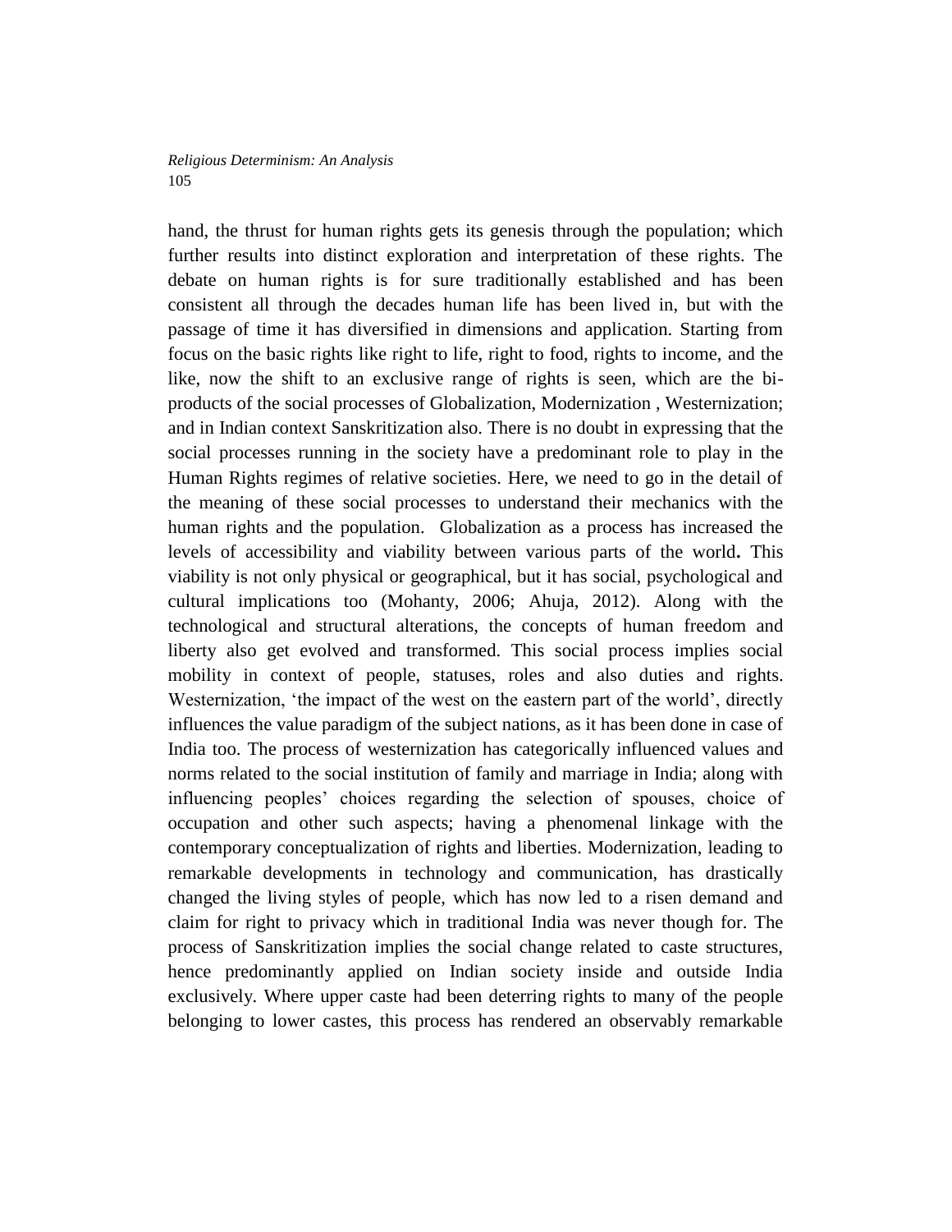hand, the thrust for human rights gets its genesis through the population; which further results into distinct exploration and interpretation of these rights. The debate on human rights is for sure traditionally established and has been consistent all through the decades human life has been lived in, but with the passage of time it has diversified in dimensions and application. Starting from focus on the basic rights like right to life, right to food, rights to income, and the like, now the shift to an exclusive range of rights is seen, which are the bi-products of the social processes of Globalization, Modernization , Westernization; and in Indian context Sanskritization also. There is no doubt in expressing that the social processes running in the society have a predominant role to play in the Human Rights regimes of relative societies. Here, we need to go in the detail of the meaning of these social processes to understand their mechanics with the human rights and the population. Globalization as a process has increased the levels of accessibility and viability between various parts of the world**.** This viability is not only physical or geographical, but it has social, psychological and cultural implications too (Mohanty, 2006; Ahuja, 2012). Along with the technological and structural alterations, the concepts of human freedom and liberty also get evolved and transformed. This social process implies social mobility in context of people, statuses, roles and also duties and rights. Westernization, 'the impact of the west on the eastern part of the world', directly influences the value paradigm of the subject nations, as it has been done in case of India too. The process of westernization has categorically influenced values and norms related to the social institution of family and marriage in India; along with influencing peoples' choices regarding the selection of spouses, choice of occupation and other such aspects; having a phenomenal linkage with the contemporary conceptualization of rights and liberties. Modernization, leading to remarkable developments in technology and communication, has drastically changed the living styles of people, which has now led to a risen demand and claim for right to privacy which in traditional India was never though for. The process of Sanskritization implies the social change related to caste structures, hence predominantly applied on Indian society inside and outside India exclusively. Where upper caste had been deterring rights to many of the people belonging to lower castes, this process has rendered an observably remarkable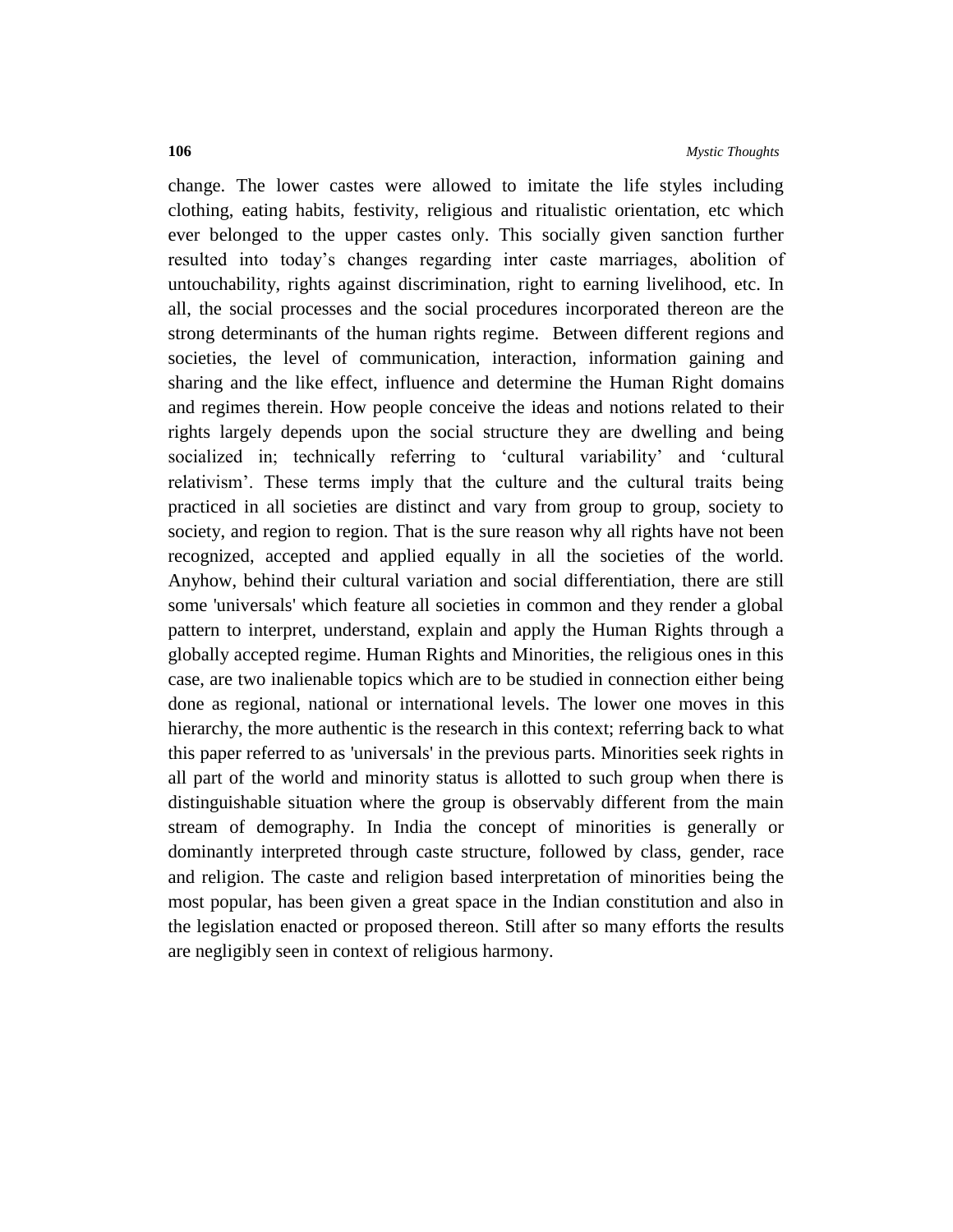change. The lower castes were allowed to imitate the life styles including clothing, eating habits, festivity, religious and ritualistic orientation, etc which ever belonged to the upper castes only. This socially given sanction further resulted into today's changes regarding inter caste marriages, abolition of untouchability, rights against discrimination, right to earning livelihood, etc. In all, the social processes and the social procedures incorporated thereon are the strong determinants of the human rights regime. Between different regions and societies, the level of communication, interaction, information gaining and sharing and the like effect, influence and determine the Human Right domains and regimes therein. How people conceive the ideas and notions related to their rights largely depends upon the social structure they are dwelling and being socialized in; technically referring to 'cultural variability' and 'cultural relativism'. These terms imply that the culture and the cultural traits being practiced in all societies are distinct and vary from group to group, society to society, and region to region. That is the sure reason why all rights have not been recognized, accepted and applied equally in all the societies of the world. Anyhow, behind their cultural variation and social differentiation, there are still some 'universals' which feature all societies in common and they render a global pattern to interpret, understand, explain and apply the Human Rights through a globally accepted regime. Human Rights and Minorities, the religious ones in this case, are two inalienable topics which are to be studied in connection either being done as regional, national or international levels. The lower one moves in this hierarchy, the more authentic is the research in this context; referring back to what this paper referred to as 'universals' in the previous parts. Minorities seek rights in all part of the world and minority status is allotted to such group when there is distinguishable situation where the group is observably different from the main stream of demography. In India the concept of minorities is generally or dominantly interpreted through caste structure, followed by class, gender, race and religion. The caste and religion based interpretation of minorities being the most popular, has been given a great space in the Indian constitution and also in the legislation enacted or proposed thereon. Still after so many efforts the results are negligibly seen in context of religious harmony.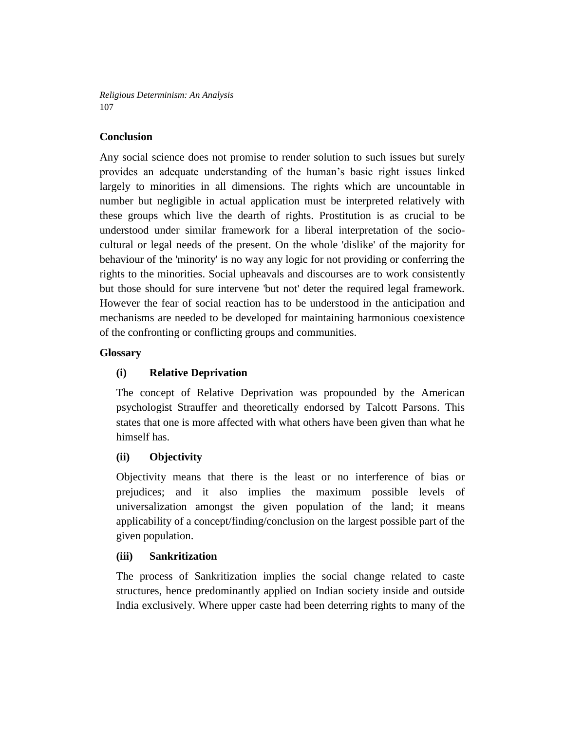## Conclusion

Any social science does not promise to render solution to such issues but surely provides an adequate understanding of the human's basic right issues linked largely to minorities in all dimensions. The rights which are uncountable in number but negligible in actual application must be interpreted relatively with these groups which live the dearth of rights. Prostitution is as crucial to be understood under similar framework for a liberal interpretation of the socio-cultural or legal needs of the present. On the whole 'dislike' of the majority for behaviour of the 'minority' is no way any logic for not providing or conferring the rights to the minorities. Social upheavals and discourses are to work consistently but those should for sure intervene 'but not' deter the required legal framework. However the fear of social reaction has to be understood in the anticipation and mechanisms are needed to be developed for maintaining harmonious coexistence of the confronting or conflicting groups and communities.

## Glossary

**(i) Relative Deprivation**

The concept of Relative Deprivation was propounded by the American psychologist Strauffer and theoretically endorsed by Talcott Parsons. This states that one is more affected with what others have been given than what he himself has.

**(ii) Objectivity**

Objectivity means that there is the least or no interference of bias or prejudices; and it also implies the maximum possible levels of universalization amongst the given population of the land; it means applicability of a concept/finding/conclusion on the largest possible part of the given population.

**(iii) Sankritization**

The process of Sankritization implies the social change related to caste structures, hence predominantly applied on Indian society inside and outside India exclusively. Where upper caste had been deterring rights to many of the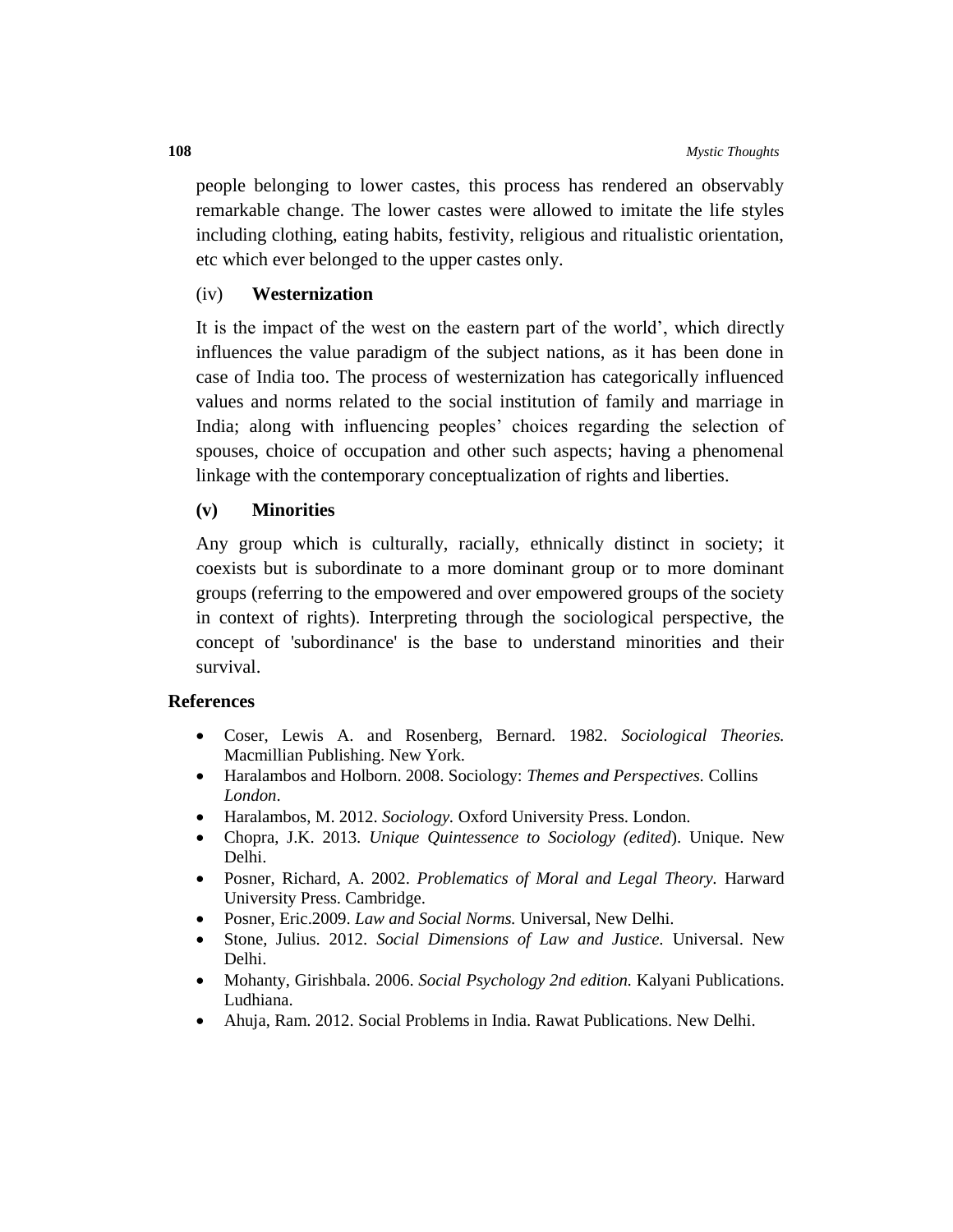people belonging to lower castes, this process has rendered an observably remarkable change. The lower castes were allowed to imitate the life styles including clothing, eating habits, festivity, religious and ritualistic orientation, etc which ever belonged to the upper castes only.

### (iv) **Westernization**

It is the impact of the west on the eastern part of the world', which directly influences the value paradigm of the subject nations, as it has been done in case of India too. The process of westernization has categorically influenced values and norms related to the social institution of family and marriage in India; along with influencing peoples' choices regarding the selection of spouses, choice of occupation and other such aspects; having a phenomenal linkage with the contemporary conceptualization of rights and liberties.

### **(v) Minorities**

Any group which is culturally, racially, ethnically distinct in society; it coexists but is subordinate to a more dominant group or to more dominant groups (referring to the empowered and over empowered groups of the society in context of rights). Interpreting through the sociological perspective, the concept of 'subordinance' is the base to understand minorities and their survival.

## References

- Coser, Lewis A. and Rosenberg, Bernard. 1982. *Sociological Theories.* Macmillian Publishing. New York.
- Haralambos and Holborn. 2008. Sociology: *Themes and Perspectives.* Collins *London*.
- Haralambos, M. 2012. *Sociology.* Oxford University Press. London.
- Chopra, J.K. 2013. *Unique Quintessence to Sociology (edited*). Unique. New Delhi.
- Posner, Richard, A. 2002. *Problematics of Moral and Legal Theory.* Harward University Press. Cambridge.
- Posner, Eric.2009. *Law and Social Norms.* Universal, New Delhi.
- Stone, Julius. 2012. *Social Dimensions of Law and Justice.* Universal. New Delhi.
- Mohanty, Girishbala. 2006. *Social Psychology 2nd edition.* Kalyani Publications. Ludhiana.
- Ahuja, Ram. 2012. Social Problems in India. Rawat Publications. New Delhi.